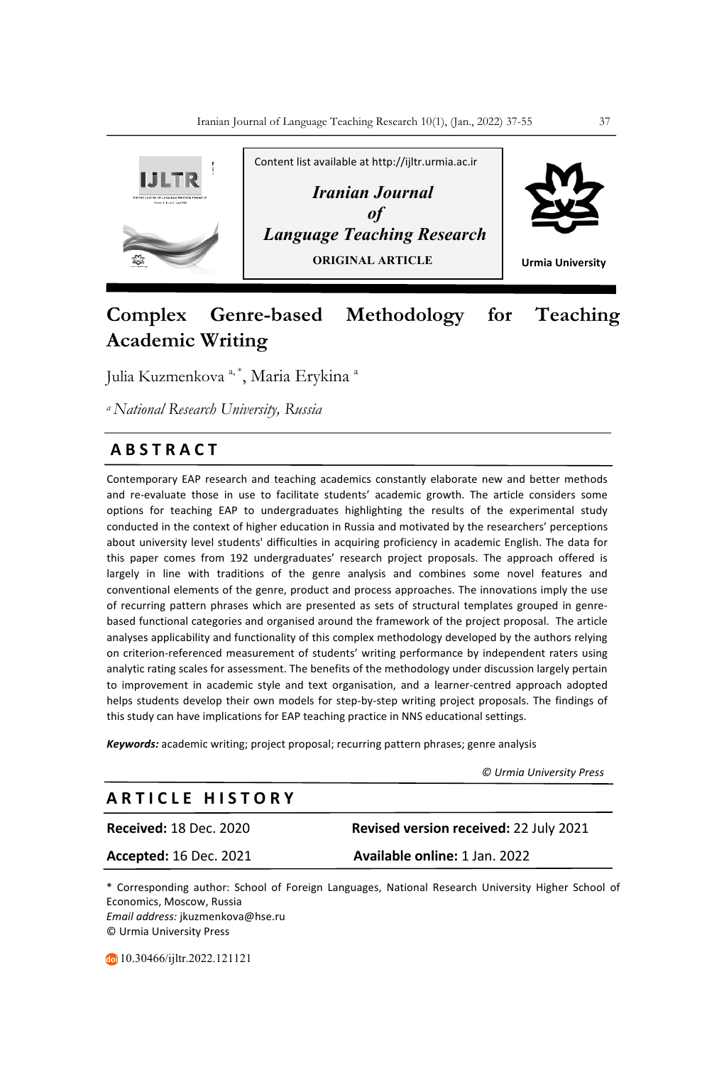Content list available at http://ijltr.urmia.ac.ir

**Iranian Journal of Language Teaching Research**

**ORIGINAL ARTICLE**

Urmia University

# Complex Genre-based Methodology for Teaching Academic Writing

Julia Kuzmenkova [a, *], Maria Erykina [a]

[a] *National Research University, Russia*

## ABSTRACT

Contemporary EAP research and teaching academics constantly elaborate new and better methods and re-evaluate those in use to facilitate students' academic growth. The article considers some options for teaching EAP to undergraduates highlighting the results of the experimental study conducted in the context of higher education in Russia and motivated by the researchers' perceptions about university level students' difficulties in acquiring proficiency in academic English. The data for this paper comes from 192 undergraduates' research project proposals. The approach offered is largely in line with traditions of the genre analysis and combines some novel features and conventional elements of the genre, product and process approaches. The innovations imply the use of recurring pattern phrases which are presented as sets of structural templates grouped in genre-based functional categories and organised around the framework of the project proposal. The article analyses applicability and functionality of this complex methodology developed by the authors relying on criterion-referenced measurement of students' writing performance by independent raters using analytic rating scales for assessment. The benefits of the methodology under discussion largely pertain to improvement in academic style and text organisation, and a learner-centred approach adopted helps students develop their own models for step-by-step writing project proposals. The findings of this study can have implications for EAP teaching practice in NNS educational settings.

***Keywords:*** academic writing; project proposal; recurring pattern phrases; genre analysis

*© Urmia University Press*

## ARTICLE HISTORY

| | |
|---|---|
| **Received:** 18 Dec. 2020 | **Revised version received:** 22 July 2021 |
| **Accepted:** 16 Dec. 2021 | **Available online:** 1 Jan. 2022 |

\* Corresponding author: School of Foreign Languages, National Research University Higher School of Economics, Moscow, Russia
*Email address:* jkuzmenkova@hse.ru
© Urmia University Press

10.30466/ijltr.2022.121121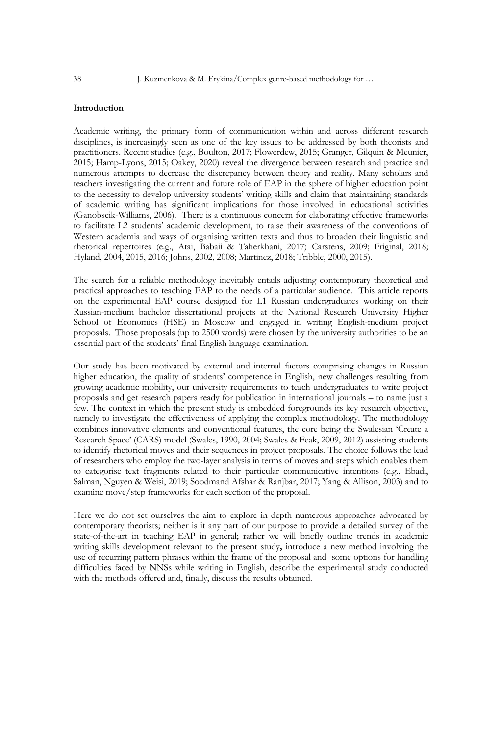**Introduction**

Academic writing, the primary form of communication within and across different research disciplines, is increasingly seen as one of the key issues to be addressed by both theorists and practitioners. Recent studies (e.g., Boulton, 2017; Flowerdew, 2015; Granger, Gilquin & Meunier, 2015; Hamp-Lyons, 2015; Oakey, 2020) reveal the divergence between research and practice and numerous attempts to decrease the discrepancy between theory and reality. Many scholars and teachers investigating the current and future role of EAP in the sphere of higher education point to the necessity to develop university students' writing skills and claim that maintaining standards of academic writing has significant implications for those involved in educational activities (Ganobscik-Williams, 2006). There is a continuous concern for elaborating effective frameworks to facilitate L2 students' academic development, to raise their awareness of the conventions of Western academia and ways of organising written texts and thus to broaden their linguistic and rhetorical repertoires (e.g., Atai, Babaii & Taherkhani, 2017) Carstens, 2009; Friginal, 2018; Hyland, 2004, 2015, 2016; Johns, 2002, 2008; Martinez, 2018; Tribble, 2000, 2015).

The search for a reliable methodology inevitably entails adjusting contemporary theoretical and practical approaches to teaching EAP to the needs of a particular audience. This article reports on the experimental EAP course designed for L1 Russian undergraduates working on their Russian-medium bachelor dissertational projects at the National Research University Higher School of Economics (HSE) in Moscow and engaged in writing English-medium project proposals. Those proposals (up to 2500 words) were chosen by the university authorities to be an essential part of the students' final English language examination.

Our study has been motivated by external and internal factors comprising changes in Russian higher education, the quality of students' competence in English, new challenges resulting from growing academic mobility, our university requirements to teach undergraduates to write project proposals and get research papers ready for publication in international journals – to name just a few. The context in which the present study is embedded foregrounds its key research objective, namely to investigate the effectiveness of applying the complex methodology. The methodology combines innovative elements and conventional features, the core being the Swalesian 'Create a Research Space' (CARS) model (Swales, 1990, 2004; Swales & Feak, 2009, 2012) assisting students to identify rhetorical moves and their sequences in project proposals. The choice follows the lead of researchers who employ the two-layer analysis in terms of moves and steps which enables them to categorise text fragments related to their particular communicative intentions (e.g., Ebadi, Salman, Nguyen & Weisi, 2019; Soodmand Afshar & Ranjbar, 2017; Yang & Allison, 2003) and to examine move/step frameworks for each section of the proposal.

Here we do not set ourselves the aim to explore in depth numerous approaches advocated by contemporary theorists; neither is it any part of our purpose to provide a detailed survey of the state-of-the-art in teaching EAP in general; rather we will briefly outline trends in academic writing skills development relevant to the present study**,** introduce a new method involving the use of recurring pattern phrases within the frame of the proposal and some options for handling difficulties faced by NNSs while writing in English, describe the experimental study conducted with the methods offered and, finally, discuss the results obtained.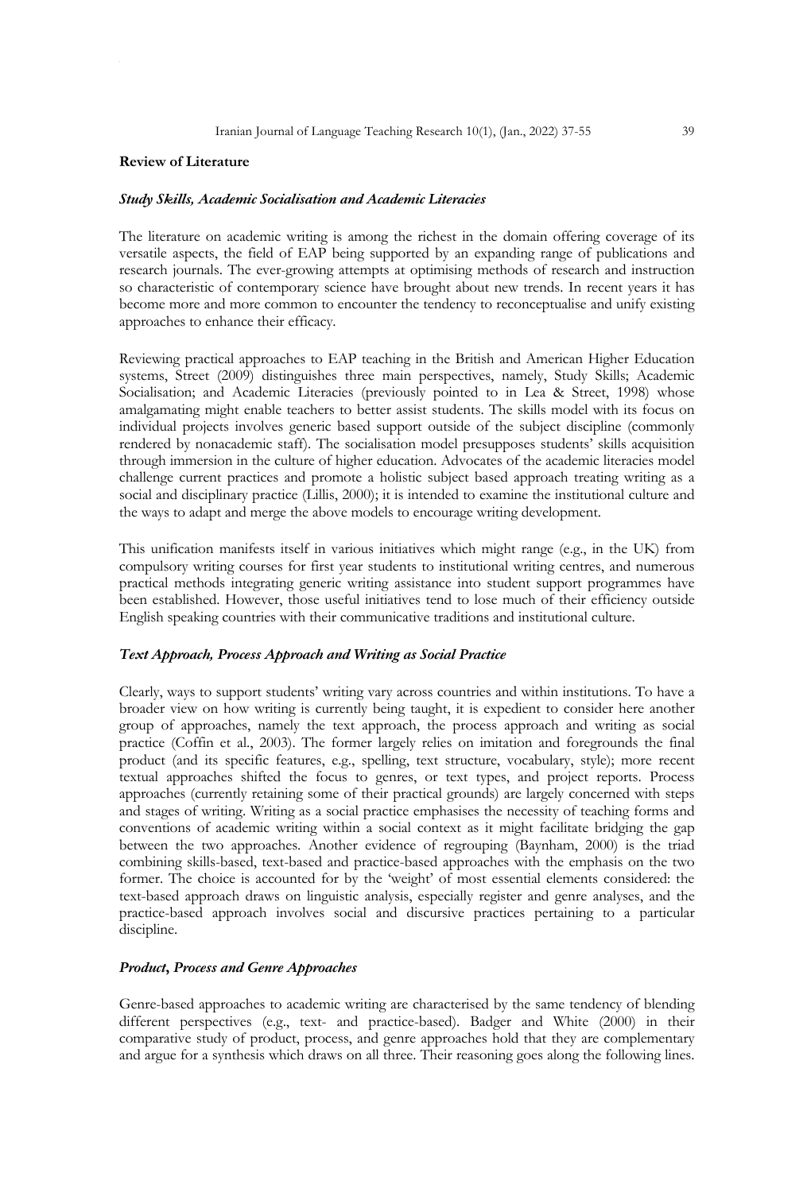## Review of Literature

### *Study Skills, Academic Socialisation and Academic Literacies*

The literature on academic writing is among the richest in the domain offering coverage of its versatile aspects, the field of EAP being supported by an expanding range of publications and research journals. The ever-growing attempts at optimising methods of research and instruction so characteristic of contemporary science have brought about new trends. In recent years it has become more and more common to encounter the tendency to reconceptualise and unify existing approaches to enhance their efficacy.

Reviewing practical approaches to EAP teaching in the British and American Higher Education systems, Street (2009) distinguishes three main perspectives, namely, Study Skills; Academic Socialisation; and Academic Literacies (previously pointed to in Lea & Street, 1998) whose amalgamating might enable teachers to better assist students. The skills model with its focus on individual projects involves generic based support outside of the subject discipline (commonly rendered by nonacademic staff). The socialisation model presupposes students' skills acquisition through immersion in the culture of higher education. Advocates of the academic literacies model challenge current practices and promote a holistic subject based approach treating writing as a social and disciplinary practice (Lillis, 2000); it is intended to examine the institutional culture and the ways to adapt and merge the above models to encourage writing development.

This unification manifests itself in various initiatives which might range (e.g., in the UK) from compulsory writing courses for first year students to institutional writing centres, and numerous practical methods integrating generic writing assistance into student support programmes have been established. However, those useful initiatives tend to lose much of their efficiency outside English speaking countries with their communicative traditions and institutional culture.

### *Text Approach, Process Approach and Writing as Social Practice*

Clearly, ways to support students' writing vary across countries and within institutions. To have a broader view on how writing is currently being taught, it is expedient to consider here another group of approaches, namely the text approach, the process approach and writing as social practice (Coffin et al., 2003). The former largely relies on imitation and foregrounds the final product (and its specific features, e.g., spelling, text structure, vocabulary, style); more recent textual approaches shifted the focus to genres, or text types, and project reports. Process approaches (currently retaining some of their practical grounds) are largely concerned with steps and stages of writing. Writing as a social practice emphasises the necessity of teaching forms and conventions of academic writing within a social context as it might facilitate bridging the gap between the two approaches. Another evidence of regrouping (Baynham, 2000) is the triad combining skills-based, text-based and practice-based approaches with the emphasis on the two former. The choice is accounted for by the 'weight' of most essential elements considered: the text-based approach draws on linguistic analysis, especially register and genre analyses, and the practice-based approach involves social and discursive practices pertaining to a particular discipline.

### *Product, Process and Genre Approaches*

Genre-based approaches to academic writing are characterised by the same tendency of blending different perspectives (e.g., text- and practice-based). Badger and White (2000) in their comparative study of product, process, and genre approaches hold that they are complementary and argue for a synthesis which draws on all three. Their reasoning goes along the following lines.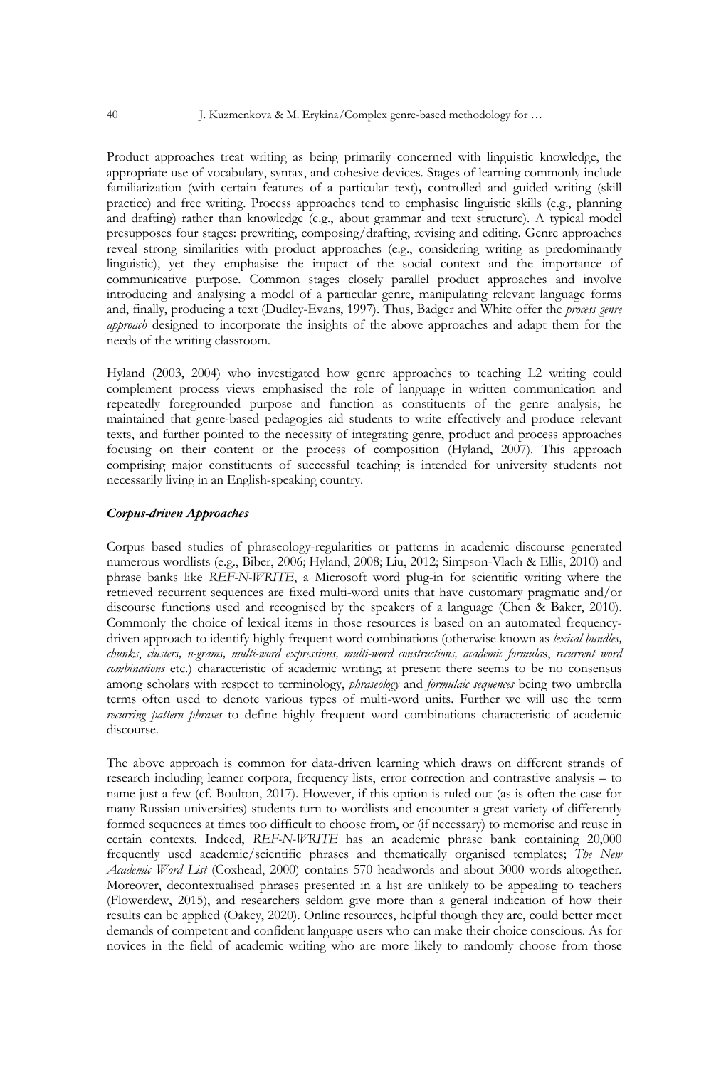Product approaches treat writing as being primarily concerned with linguistic knowledge, the appropriate use of vocabulary, syntax, and cohesive devices. Stages of learning commonly include familiarization (with certain features of a particular text)**,** controlled and guided writing (skill practice) and free writing. Process approaches tend to emphasise linguistic skills (e.g., planning and drafting) rather than knowledge (e.g., about grammar and text structure). A typical model presupposes four stages: prewriting, composing/drafting, revising and editing. Genre approaches reveal strong similarities with product approaches (e.g., considering writing as predominantly linguistic), yet they emphasise the impact of the social context and the importance of communicative purpose. Common stages closely parallel product approaches and involve introducing and analysing a model of a particular genre, manipulating relevant language forms and, finally, producing a text (Dudley-Evans, 1997). Thus, Badger and White offer the *process genre approach* designed to incorporate the insights of the above approaches and adapt them for the needs of the writing classroom.

Hyland (2003, 2004) who investigated how genre approaches to teaching L2 writing could complement process views emphasised the role of language in written communication and repeatedly foregrounded purpose and function as constituents of the genre analysis; he maintained that genre-based pedagogies aid students to write effectively and produce relevant texts, and further pointed to the necessity of integrating genre, product and process approaches focusing on their content or the process of composition (Hyland, 2007). This approach comprising major constituents of successful teaching is intended for university students not necessarily living in an English-speaking country.

### *Corpus-driven Approaches*

Corpus based studies of phraseology-regularities or patterns in academic discourse generated numerous wordlists (e.g., Biber, 2006; Hyland, 2008; Liu, 2012; Simpson-Vlach & Ellis, 2010) and phrase banks like *REF-N-WRITE*, a Microsoft word plug-in for scientific writing where the retrieved recurrent sequences are fixed multi-word units that have customary pragmatic and/or discourse functions used and recognised by the speakers of a language (Chen & Baker, 2010). Commonly the choice of lexical items in those resources is based on an automated frequency-driven approach to identify highly frequent word combinations (otherwise known as *lexical bundles, chunks*, *clusters, n-grams, multi-word expressions, multi-word constructions, academic formula*s, *recurrent word combinations* etc.) characteristic of academic writing; at present there seems to be no consensus among scholars with respect to terminology, *phraseology* and *formulaic sequences* being two umbrella terms often used to denote various types of multi-word units. Further we will use the term *recurring pattern phrases* to define highly frequent word combinations characteristic of academic discourse.

The above approach is common for data-driven learning which draws on different strands of research including learner corpora, frequency lists, error correction and contrastive analysis – to name just a few (cf. Boulton, 2017). However, if this option is ruled out (as is often the case for many Russian universities) students turn to wordlists and encounter a great variety of differently formed sequences at times too difficult to choose from, or (if necessary) to memorise and reuse in certain contexts. Indeed, *REF-N-WRITE* has an academic phrase bank containing 20,000 frequently used academic/scientific phrases and thematically organised templates; *The New Academic Word List* (Coxhead, 2000) contains 570 headwords and about 3000 words altogether. Moreover, decontextualised phrases presented in a list are unlikely to be appealing to teachers (Flowerdew, 2015), and researchers seldom give more than a general indication of how their results can be applied (Oakey, 2020). Online resources, helpful though they are, could better meet demands of competent and confident language users who can make their choice conscious. As for novices in the field of academic writing who are more likely to randomly choose from those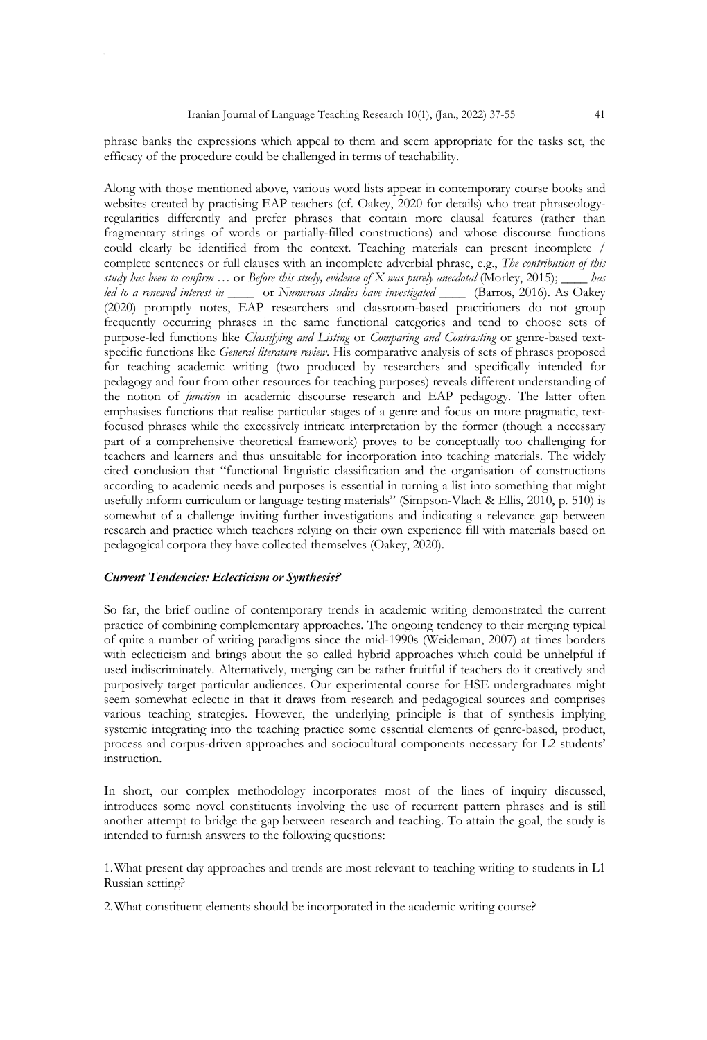phrase banks the expressions which appeal to them and seem appropriate for the tasks set, the efficacy of the procedure could be challenged in terms of teachability.

Along with those mentioned above, various word lists appear in contemporary course books and websites created by practising EAP teachers (cf. Oakey, 2020 for details) who treat phraseology-regularities differently and prefer phrases that contain more clausal features (rather than fragmentary strings of words or partially-filled constructions) and whose discourse functions could clearly be identified from the context. Teaching materials can present incomplete / complete sentences or full clauses with an incomplete adverbial phrase, e.g., *The contribution of this study has been to confirm* … or *Before this study, evidence of X was purely anecdotal* (Morley, 2015); ____ *has led to a renewed interest in* ____ or *Numerous studies have investigated* ____ (Barros, 2016). As Oakey (2020) promptly notes, EAP researchers and classroom-based practitioners do not group frequently occurring phrases in the same functional categories and tend to choose sets of purpose-led functions like *Classifying and Listing* or *Comparing and Contrasting* or genre-based text-specific functions like *General literature review*. His comparative analysis of sets of phrases proposed for teaching academic writing (two produced by researchers and specifically intended for pedagogy and four from other resources for teaching purposes) reveals different understanding of the notion of *function* in academic discourse research and EAP pedagogy. The latter often emphasises functions that realise particular stages of a genre and focus on more pragmatic, text-focused phrases while the excessively intricate interpretation by the former (though a necessary part of a comprehensive theoretical framework) proves to be conceptually too challenging for teachers and learners and thus unsuitable for incorporation into teaching materials. The widely cited conclusion that "functional linguistic classification and the organisation of constructions according to academic needs and purposes is essential in turning a list into something that might usefully inform curriculum or language testing materials" (Simpson-Vlach & Ellis, 2010, p. 510) is somewhat of a challenge inviting further investigations and indicating a relevance gap between research and practice which teachers relying on their own experience fill with materials based on pedagogical corpora they have collected themselves (Oakey, 2020).

### *Current Tendencies: Eclecticism or Synthesis?*

So far, the brief outline of contemporary trends in academic writing demonstrated the current practice of combining complementary approaches. The ongoing tendency to their merging typical of quite a number of writing paradigms since the mid-1990s (Weideman, 2007) at times borders with eclecticism and brings about the so called hybrid approaches which could be unhelpful if used indiscriminately. Alternatively, merging can be rather fruitful if teachers do it creatively and purposively target particular audiences. Our experimental course for HSE undergraduates might seem somewhat eclectic in that it draws from research and pedagogical sources and comprises various teaching strategies. However, the underlying principle is that of synthesis implying systemic integrating into the teaching practice some essential elements of genre-based, product, process and corpus-driven approaches and sociocultural components necessary for L2 students' instruction.

In short, our complex methodology incorporates most of the lines of inquiry discussed, introduces some novel constituents involving the use of recurrent pattern phrases and is still another attempt to bridge the gap between research and teaching. To attain the goal, the study is intended to furnish answers to the following questions:

1. What present day approaches and trends are most relevant to teaching writing to students in L1 Russian setting?

2. What constituent elements should be incorporated in the academic writing course?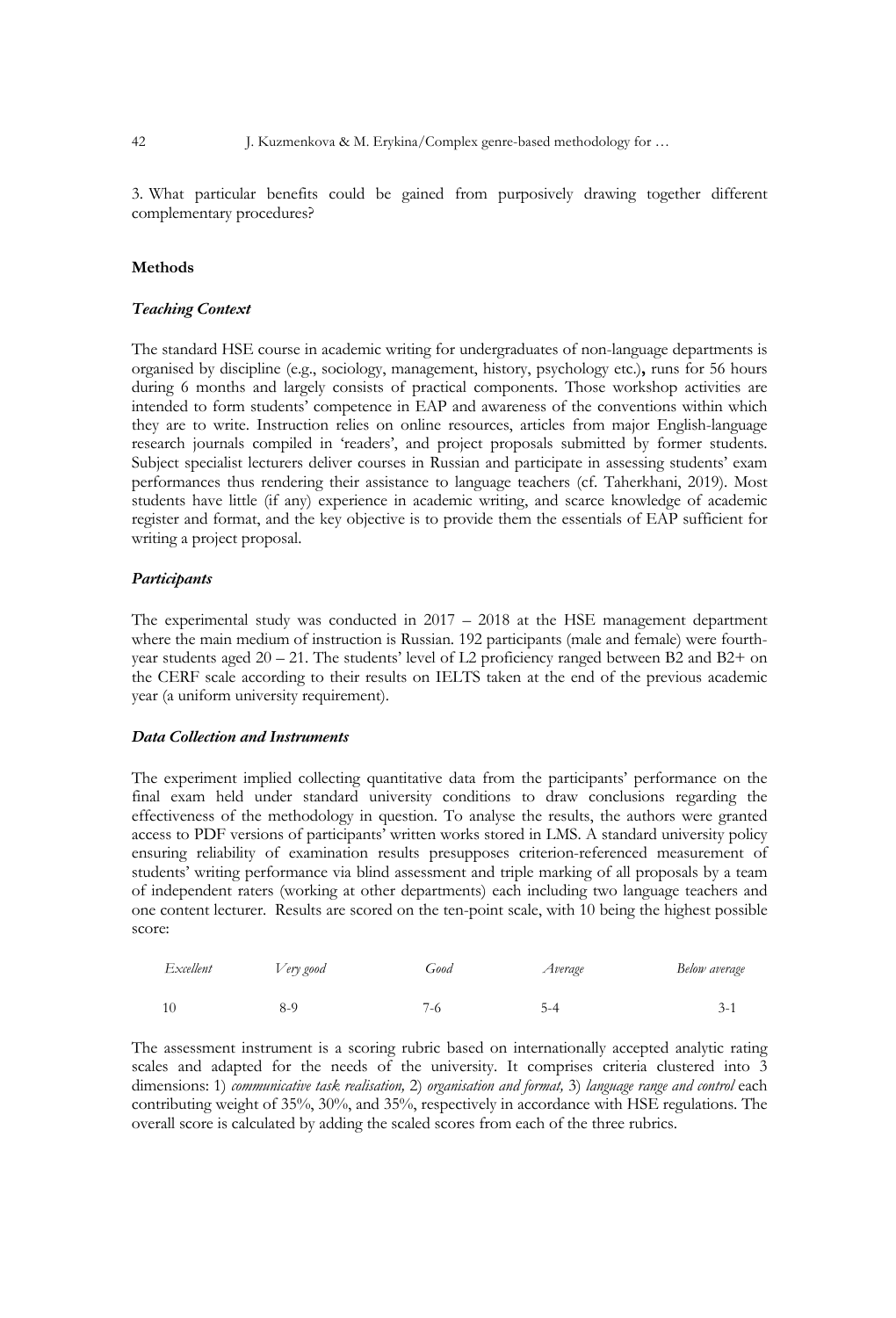3. What particular benefits could be gained from purposively drawing together different complementary procedures?

## Methods

### *Teaching Context*

The standard HSE course in academic writing for undergraduates of non-language departments is organised by discipline (e.g., sociology, management, history, psychology etc.)**,** runs for 56 hours during 6 months and largely consists of practical components. Those workshop activities are intended to form students' competence in EAP and awareness of the conventions within which they are to write. Instruction relies on online resources, articles from major English-language research journals compiled in 'readers', and project proposals submitted by former students. Subject specialist lecturers deliver courses in Russian and participate in assessing students' exam performances thus rendering their assistance to language teachers (cf. Taherkhani, 2019). Most students have little (if any) experience in academic writing, and scarce knowledge of academic register and format, and the key objective is to provide them the essentials of EAP sufficient for writing a project proposal.

### *Participants*

The experimental study was conducted in 2017 – 2018 at the HSE management department where the main medium of instruction is Russian. 192 participants (male and female) were fourth-year students aged 20 – 21. The students' level of L2 proficiency ranged between B2 and B2+ on the CERF scale according to their results on IELTS taken at the end of the previous academic year (a uniform university requirement).

### *Data Collection and Instruments*

The experiment implied collecting quantitative data from the participants' performance on the final exam held under standard university conditions to draw conclusions regarding the effectiveness of the methodology in question. To analyse the results, the authors were granted access to PDF versions of participants' written works stored in LMS. A standard university policy ensuring reliability of examination results presupposes criterion-referenced measurement of students' writing performance via blind assessment and triple marking of all proposals by a team of independent raters (working at other departments) each including two language teachers and one content lecturer. Results are scored on the ten-point scale, with 10 being the highest possible score:

| *Excellent* | *Very good* | *Good* | *Average* | *Below average* |
|---|---|---|---|---|
| 10 | 8-9 | 7-6 | 5-4 | 3-1 |

The assessment instrument is a scoring rubric based on internationally accepted analytic rating scales and adapted for the needs of the university. It comprises criteria clustered into 3 dimensions: 1) *communicative task realisation,* 2) *organisation and format,* 3) *language range and control* each contributing weight of 35%, 30%, and 35%, respectively in accordance with HSE regulations. The overall score is calculated by adding the scaled scores from each of the three rubrics.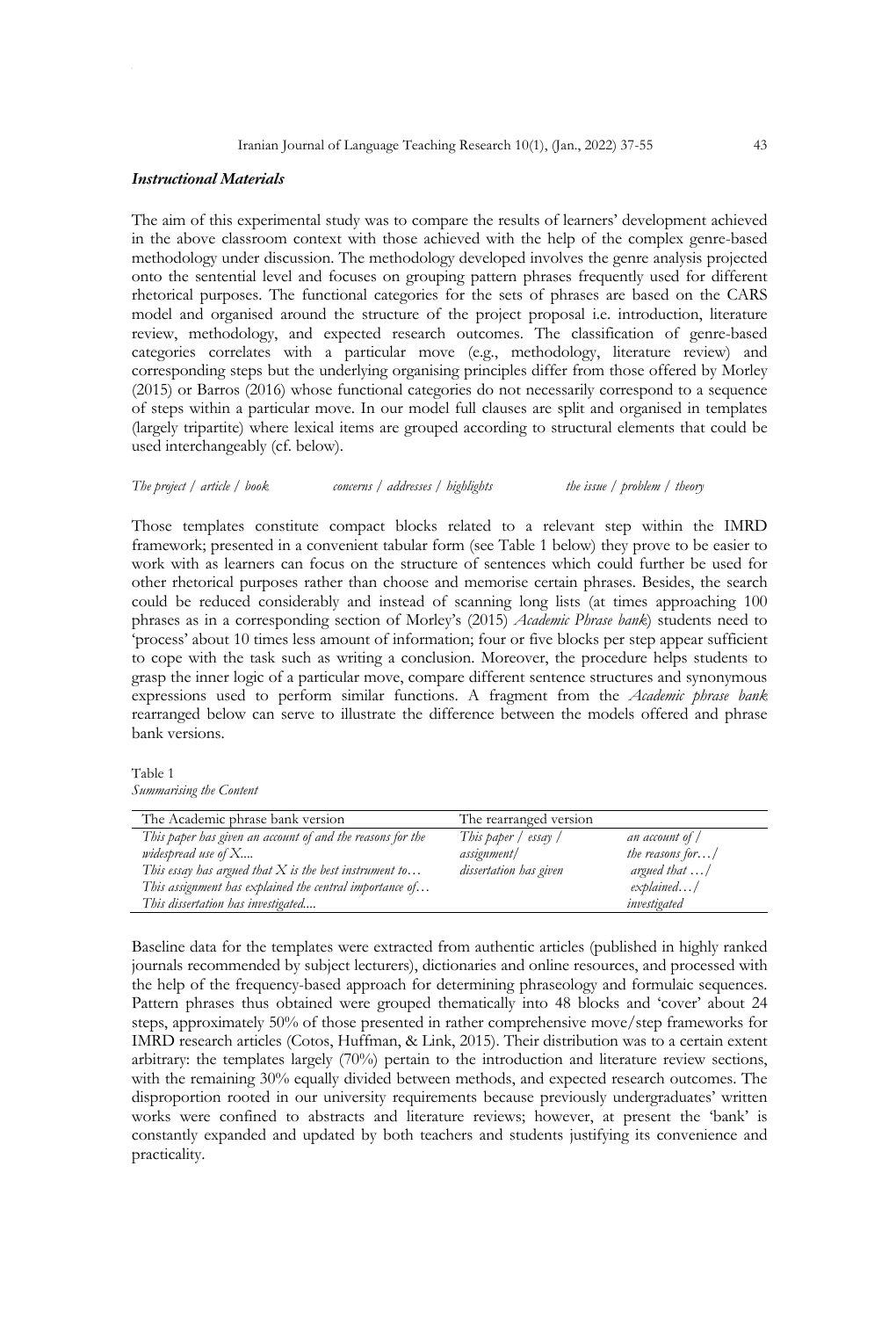### *Instructional Materials*

The aim of this experimental study was to compare the results of learners' development achieved in the above classroom context with those achieved with the help of the complex genre-based methodology under discussion. The methodology developed involves the genre analysis projected onto the sentential level and focuses on grouping pattern phrases frequently used for different rhetorical purposes. The functional categories for the sets of phrases are based on the CARS model and organised around the structure of the project proposal i.e. introduction, literature review, methodology, and expected research outcomes. The classification of genre-based categories correlates with a particular move (e.g., methodology, literature review) and corresponding steps but the underlying organising principles differ from those offered by Morley (2015) or Barros (2016) whose functional categories do not necessarily correspond to a sequence of steps within a particular move. In our model full clauses are split and organised in templates (largely tripartite) where lexical items are grouped according to structural elements that could be used interchangeably (cf. below).

*The project / article / book* *concerns / addresses / highlights* *the issue / problem / theory*

Those templates constitute compact blocks related to a relevant step within the IMRD framework; presented in a convenient tabular form (see Table 1 below) they prove to be easier to work with as learners can focus on the structure of sentences which could further be used for other rhetorical purposes rather than choose and memorise certain phrases. Besides, the search could be reduced considerably and instead of scanning long lists (at times approaching 100 phrases as in a corresponding section of Morley's (2015) *Academic Phrase bank*) students need to 'process' about 10 times less amount of information; four or five blocks per step appear sufficient to cope with the task such as writing a conclusion. Moreover, the procedure helps students to grasp the inner logic of a particular move, compare different sentence structures and synonymous expressions used to perform similar functions. A fragment from the *Academic phrase bank* rearranged below can serve to illustrate the difference between the models offered and phrase bank versions.

Table 1
*Summarising the Content*

| The Academic phrase bank version | The rearranged version | |
|---|---|---|
| *This paper has given an account of and the reasons for the widespread use of X....* <br> *This essay has argued that X is the best instrument to…* <br> *This assignment has explained the central importance of…* <br> *This dissertation has investigated....* | *This paper / essay / assignment/ dissertation has given* | *an account of / the reasons for…/ argued that …/ explained…/ investigated* |

Baseline data for the templates were extracted from authentic articles (published in highly ranked journals recommended by subject lecturers), dictionaries and online resources, and processed with the help of the frequency-based approach for determining phraseology and formulaic sequences. Pattern phrases thus obtained were grouped thematically into 48 blocks and 'cover' about 24 steps, approximately 50% of those presented in rather comprehensive move/step frameworks for IMRD research articles (Cotos, Huffman, & Link, 2015). Their distribution was to a certain extent arbitrary: the templates largely (70%) pertain to the introduction and literature review sections, with the remaining 30% equally divided between methods, and expected research outcomes. The disproportion rooted in our university requirements because previously undergraduates' written works were confined to abstracts and literature reviews; however, at present the 'bank' is constantly expanded and updated by both teachers and students justifying its convenience and practicality.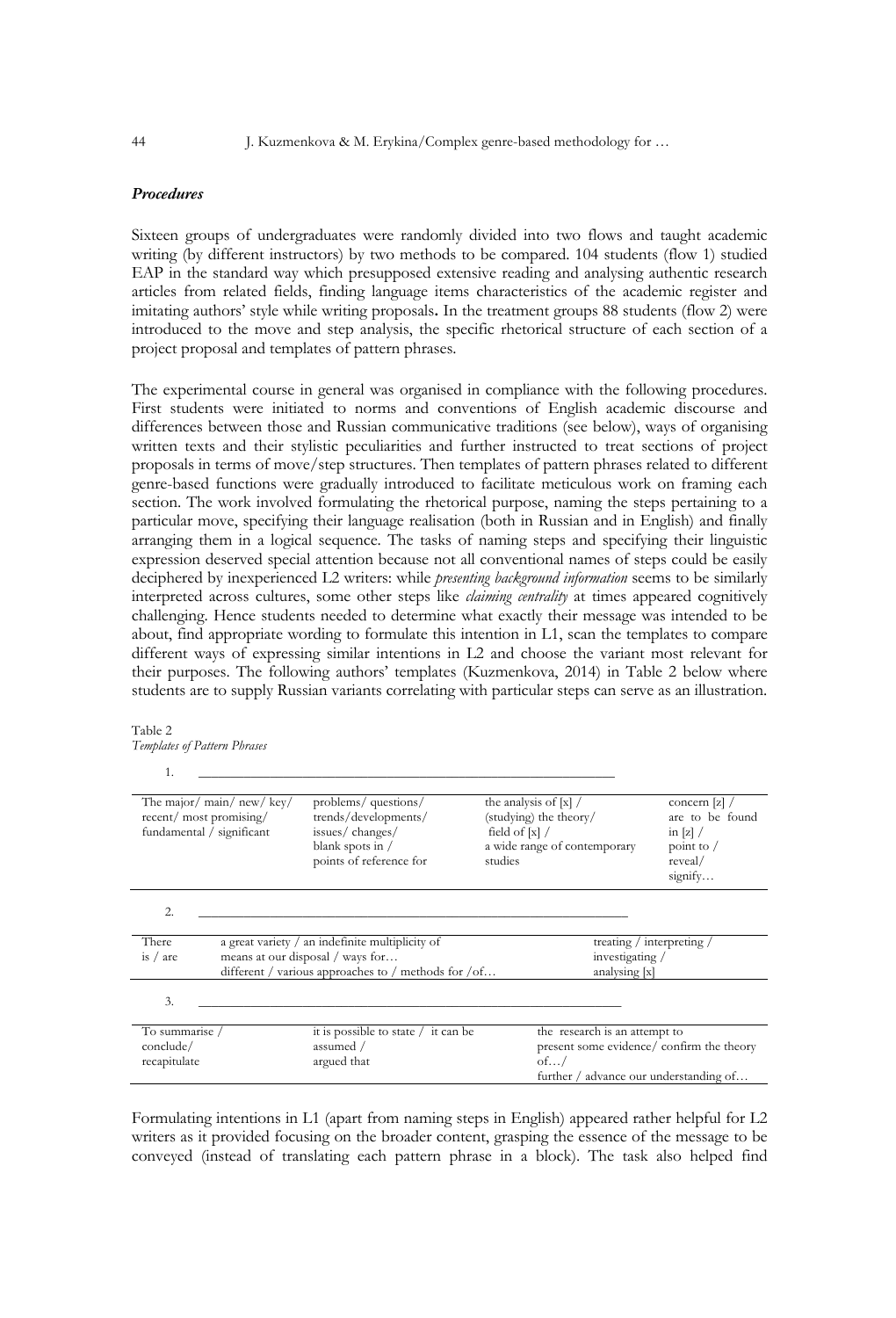### *Procedures*

Sixteen groups of undergraduates were randomly divided into two flows and taught academic writing (by different instructors) by two methods to be compared. 104 students (flow 1) studied EAP in the standard way which presupposed extensive reading and analysing authentic research articles from related fields, finding language items characteristics of the academic register and imitating authors' style while writing proposals**.** In the treatment groups 88 students (flow 2) were introduced to the move and step analysis, the specific rhetorical structure of each section of a project proposal and templates of pattern phrases.

The experimental course in general was organised in compliance with the following procedures. First students were initiated to norms and conventions of English academic discourse and differences between those and Russian communicative traditions (see below), ways of organising written texts and their stylistic peculiarities and further instructed to treat sections of project proposals in terms of move/step structures. Then templates of pattern phrases related to different genre-based functions were gradually introduced to facilitate meticulous work on framing each section. The work involved formulating the rhetorical purpose, naming the steps pertaining to a particular move, specifying their language realisation (both in Russian and in English) and finally arranging them in a logical sequence. The tasks of naming steps and specifying their linguistic expression deserved special attention because not all conventional names of steps could be easily deciphered by inexperienced L2 writers: while *presenting background information* seems to be similarly interpreted across cultures, some other steps like *claiming centrality* at times appeared cognitively challenging. Hence students needed to determine what exactly their message was intended to be about, find appropriate wording to formulate this intention in L1, scan the templates to compare different ways of expressing similar intentions in L2 and choose the variant most relevant for their purposes. The following authors' templates (Kuzmenkova, 2014) in Table 2 below where students are to supply Russian variants correlating with particular steps can serve as an illustration.

Table 2
*Templates of Pattern Phrases*

1. ____________________________________________

| | | | |
|---|---|---|---|
| The major/ main/ new/ key/ recent/ most promising/ fundamental / significant | problems/ questions/ trends/developments/ issues/ changes/ blank spots in / points of reference for | the analysis of [x] / (studying) the theory/ field of [x] / a wide range of contemporary studies | concern [z] / are to be found in [z] / point to / reveal/ signify… |

2. ____________________________________________

| | | |
|---|---|---|
| There is / are | a great variety / an indefinite multiplicity of means at our disposal / ways for… different / various approaches to / methods for /of… | treating / interpreting / investigating / analysing [x] |

3. ____________________________________________

| | | |
|---|---|---|
| To summarise / conclude/ recapitulate | it is possible to state / it can be assumed / argued that | the research is an attempt to present some evidence/ confirm the theory of…/ further / advance our understanding of… |

Formulating intentions in L1 (apart from naming steps in English) appeared rather helpful for L2 writers as it provided focusing on the broader content, grasping the essence of the message to be conveyed (instead of translating each pattern phrase in a block). The task also helped find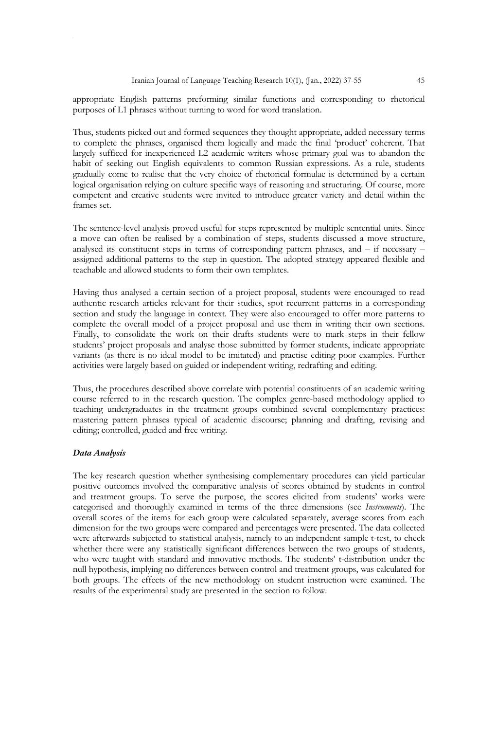appropriate English patterns preforming similar functions and corresponding to rhetorical purposes of L1 phrases without turning to word for word translation.

Thus, students picked out and formed sequences they thought appropriate, added necessary terms to complete the phrases, organised them logically and made the final 'product' coherent. That largely sufficed for inexperienced L2 academic writers whose primary goal was to abandon the habit of seeking out English equivalents to common Russian expressions. As a rule, students gradually come to realise that the very choice of rhetorical formulae is determined by a certain logical organisation relying on culture specific ways of reasoning and structuring. Of course, more competent and creative students were invited to introduce greater variety and detail within the frames set.

The sentence-level analysis proved useful for steps represented by multiple sentential units. Since a move can often be realised by a combination of steps, students discussed a move structure, analysed its constituent steps in terms of corresponding pattern phrases, and – if necessary – assigned additional patterns to the step in question. The adopted strategy appeared flexible and teachable and allowed students to form their own templates.

Having thus analysed a certain section of a project proposal, students were encouraged to read authentic research articles relevant for their studies, spot recurrent patterns in a corresponding section and study the language in context. They were also encouraged to offer more patterns to complete the overall model of a project proposal and use them in writing their own sections. Finally, to consolidate the work on their drafts students were to mark steps in their fellow students' project proposals and analyse those submitted by former students, indicate appropriate variants (as there is no ideal model to be imitated) and practise editing poor examples. Further activities were largely based on guided or independent writing, redrafting and editing.

Thus, the procedures described above correlate with potential constituents of an academic writing course referred to in the research question. The complex genre-based methodology applied to teaching undergraduates in the treatment groups combined several complementary practices: mastering pattern phrases typical of academic discourse; planning and drafting, revising and editing; controlled, guided and free writing.

### *Data Analysis*

The key research question whether synthesising complementary procedures can yield particular positive outcomes involved the comparative analysis of scores obtained by students in control and treatment groups. To serve the purpose, the scores elicited from students' works were categorised and thoroughly examined in terms of the three dimensions (see *Instruments*). The overall scores of the items for each group were calculated separately, average scores from each dimension for the two groups were compared and percentages were presented. The data collected were afterwards subjected to statistical analysis, namely to an independent sample t-test, to check whether there were any statistically significant differences between the two groups of students, who were taught with standard and innovative methods. The students' t-distribution under the null hypothesis, implying no differences between control and treatment groups, was calculated for both groups. The effects of the new methodology on student instruction were examined. The results of the experimental study are presented in the section to follow.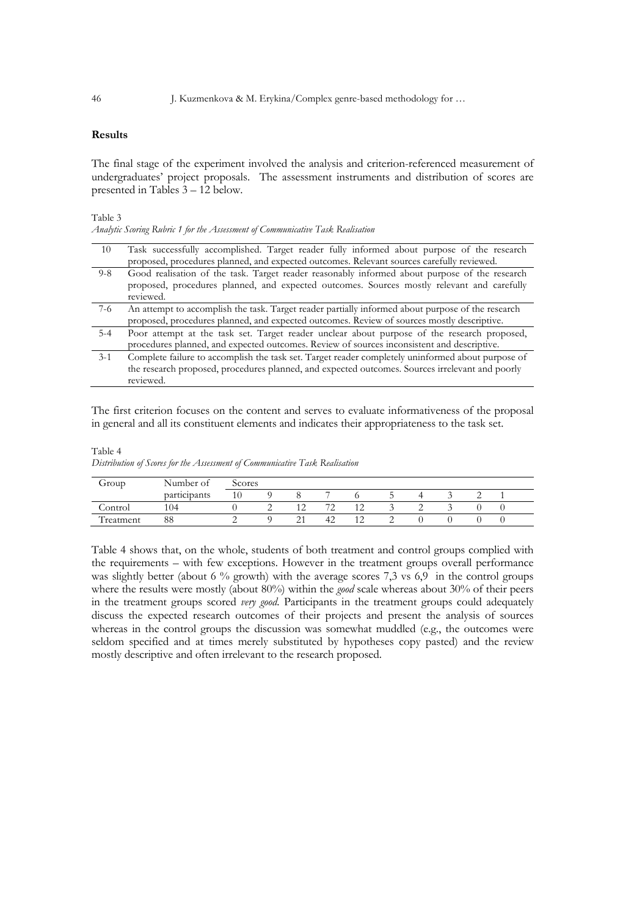## Results

The final stage of the experiment involved the analysis and criterion-referenced measurement of undergraduates' project proposals. The assessment instruments and distribution of scores are presented in Tables 3 – 12 below.

Table 3
*Analytic Scoring Rubric 1 for the Assessment of Communicative Task Realisation*

| | |
|---|---|
| 10 | Task successfully accomplished. Target reader fully informed about purpose of the research proposed, procedures planned, and expected outcomes. Relevant sources carefully reviewed. |
| 9-8 | Good realisation of the task. Target reader reasonably informed about purpose of the research proposed, procedures planned, and expected outcomes. Sources mostly relevant and carefully reviewed. |
| 7-6 | An attempt to accomplish the task. Target reader partially informed about purpose of the research proposed, procedures planned, and expected outcomes. Review of sources mostly descriptive. |
| 5-4 | Poor attempt at the task set. Target reader unclear about purpose of the research proposed, procedures planned, and expected outcomes. Review of sources inconsistent and descriptive. |
| 3-1 | Complete failure to accomplish the task set. Target reader completely uninformed about purpose of the research proposed, procedures planned, and expected outcomes. Sources irrelevant and poorly reviewed. |

The first criterion focuses on the content and serves to evaluate informativeness of the proposal in general and all its constituent elements and indicates their appropriateness to the task set.

Table 4
*Distribution of Scores for the Assessment of Communicative Task Realisation*

| Group | Number of participants | Scores | | | | | | | | | |
|---|---|---|---|---|---|---|---|---|---|---|---|
| | | 10 | 9 | 8 | 7 | 6 | 5 | 4 | 3 | 2 | 1 |
| Control | 104 | 0 | 2 | 12 | 72 | 12 | 3 | 2 | 3 | 0 | 0 |
| Treatment | 88 | 2 | 9 | 21 | 42 | 12 | 2 | 0 | 0 | 0 | 0 |

Table 4 shows that, on the whole, students of both treatment and control groups complied with the requirements – with few exceptions. However in the treatment groups overall performance was slightly better (about 6 % growth) with the average scores 7,3 vs 6,9 in the control groups where the results were mostly (about 80%) within the *good* scale whereas about 30% of their peers in the treatment groups scored *very good*. Participants in the treatment groups could adequately discuss the expected research outcomes of their projects and present the analysis of sources whereas in the control groups the discussion was somewhat muddled (e.g., the outcomes were seldom specified and at times merely substituted by hypotheses copy pasted) and the review mostly descriptive and often irrelevant to the research proposed.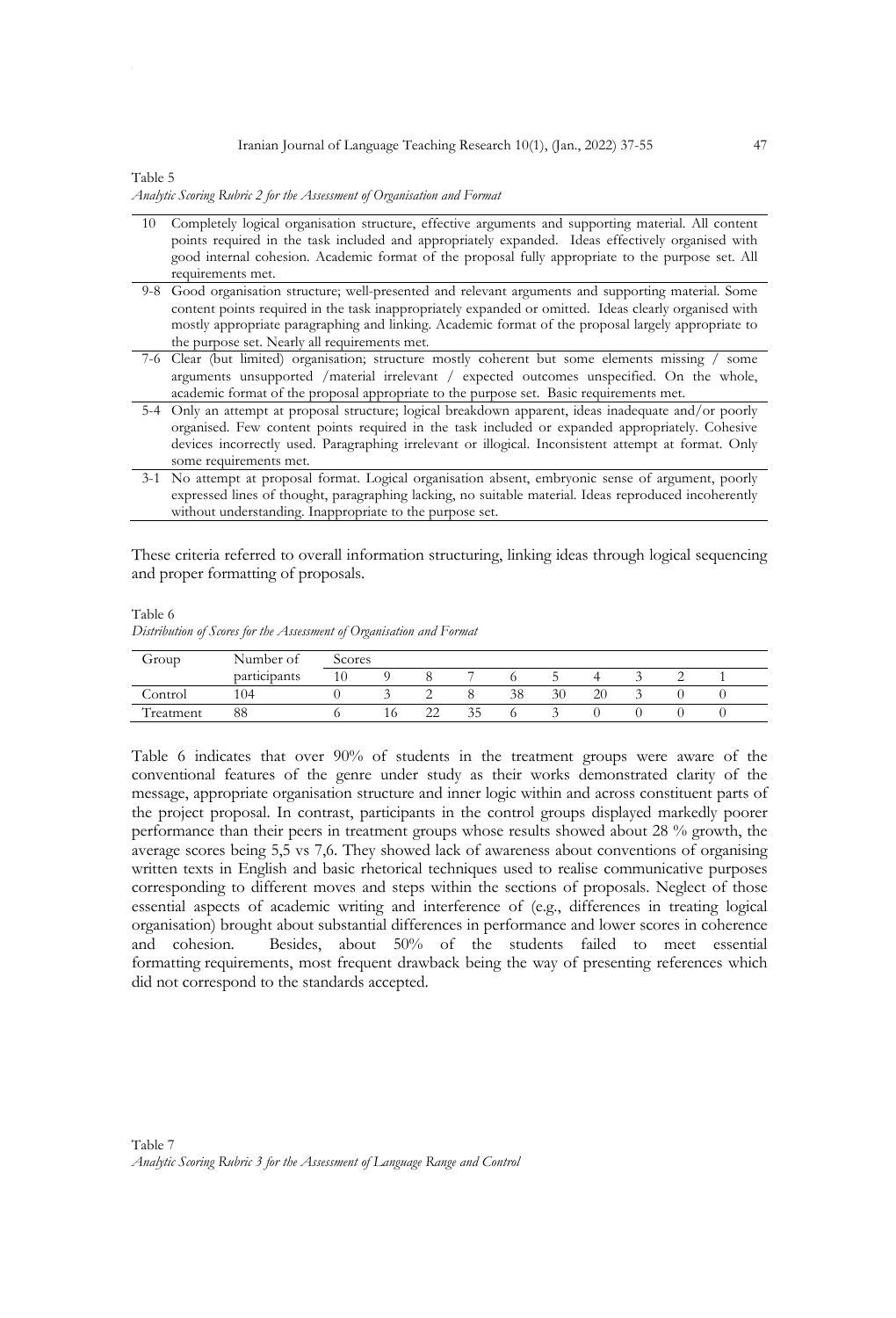Table 5

*Analytic Scoring Rubric 2 for the Assessment of Organisation and Format*

| | |
|---|---|
| 10 | Completely logical organisation structure, effective arguments and supporting material. All content points required in the task included and appropriately expanded. Ideas effectively organised with good internal cohesion. Academic format of the proposal fully appropriate to the purpose set. All requirements met. |
| 9-8 | Good organisation structure; well-presented and relevant arguments and supporting material. Some content points required in the task inappropriately expanded or omitted. Ideas clearly organised with mostly appropriate paragraphing and linking. Academic format of the proposal largely appropriate to the purpose set. Nearly all requirements met. |
| 7-6 | Clear (but limited) organisation; structure mostly coherent but some elements missing / some arguments unsupported /material irrelevant / expected outcomes unspecified. On the whole, academic format of the proposal appropriate to the purpose set. Basic requirements met. |
| 5-4 | Only an attempt at proposal structure; logical breakdown apparent, ideas inadequate and/or poorly organised. Few content points required in the task included or expanded appropriately. Cohesive devices incorrectly used. Paragraphing irrelevant or illogical. Inconsistent attempt at format. Only some requirements met. |
| 3-1 | No attempt at proposal format. Logical organisation absent, embryonic sense of argument, poorly expressed lines of thought, paragraphing lacking, no suitable material. Ideas reproduced incoherently without understanding. Inappropriate to the purpose set. |

These criteria referred to overall information structuring, linking ideas through logical sequencing and proper formatting of proposals.

Table 6

*Distribution of Scores for the Assessment of Organisation and Format*

| Group | Number of participants | Scores | | | | | | | | | |
|---|---|---|---|---|---|---|---|---|---|---|---|
| | | 10 | 9 | 8 | 7 | 6 | 5 | 4 | 3 | 2 | 1 |
| Control | 104 | 0 | 3 | 2 | 8 | 38 | 30 | 20 | 3 | 0 | 0 |
| Treatment | 88 | 6 | 16 | 22 | 35 | 6 | 3 | 0 | 0 | 0 | 0 |

Table 6 indicates that over 90% of students in the treatment groups were aware of the conventional features of the genre under study as their works demonstrated clarity of the message, appropriate organisation structure and inner logic within and across constituent parts of the project proposal. In contrast, participants in the control groups displayed markedly poorer performance than their peers in treatment groups whose results showed about 28 % growth, the average scores being 5,5 vs 7,6. They showed lack of awareness about conventions of organising written texts in English and basic rhetorical techniques used to realise communicative purposes corresponding to different moves and steps within the sections of proposals. Neglect of those essential aspects of academic writing and interference of (e.g., differences in treating logical organisation) brought about substantial differences in performance and lower scores in coherence and cohesion. Besides, about 50% of the students failed to meet essential formatting requirements, most frequent drawback being the way of presenting references which did not correspond to the standards accepted.

Table 7

*Analytic Scoring Rubric 3 for the Assessment of Language Range and Control*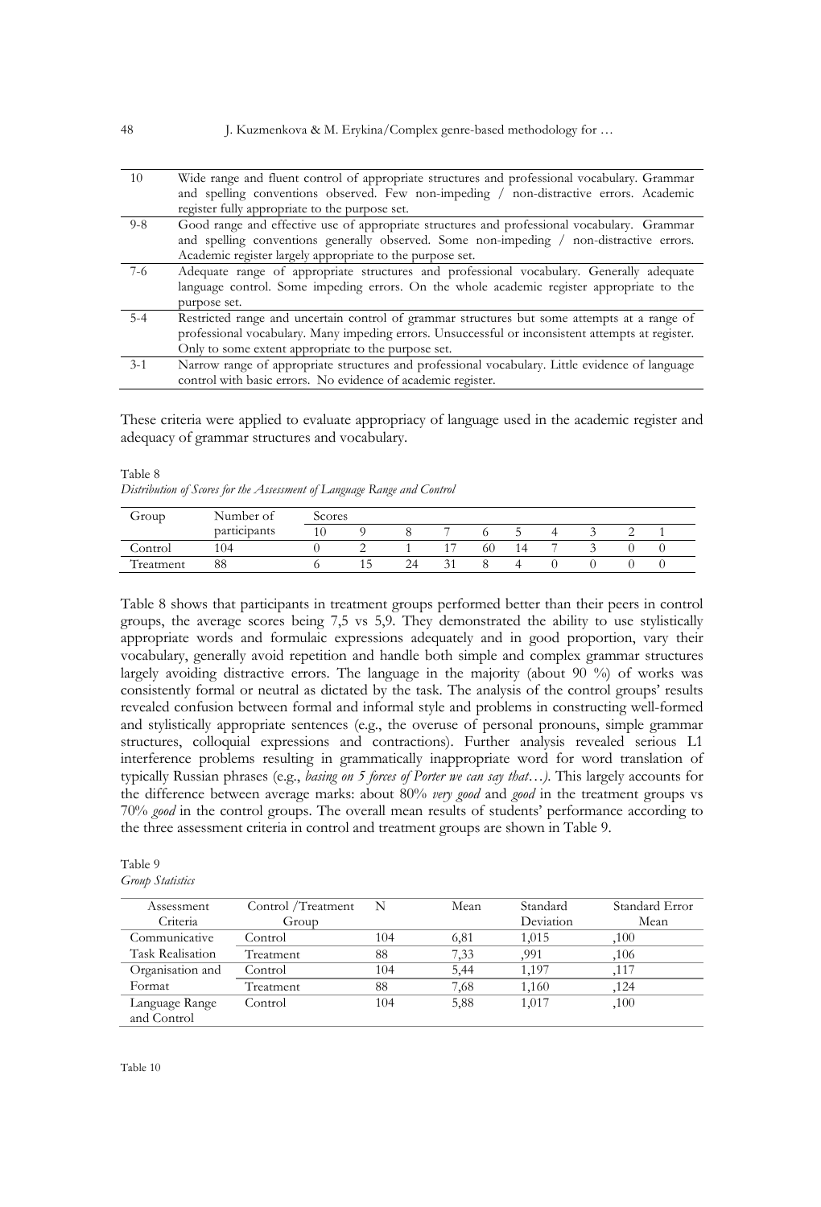| | |
|---|---|
| 10 | Wide range and fluent control of appropriate structures and professional vocabulary. Grammar and spelling conventions observed. Few non-impeding / non-distractive errors. Academic register fully appropriate to the purpose set. |
| 9-8 | Good range and effective use of appropriate structures and professional vocabulary. Grammar and spelling conventions generally observed. Some non-impeding / non-distractive errors. Academic register largely appropriate to the purpose set. |
| 7-6 | Adequate range of appropriate structures and professional vocabulary. Generally adequate language control. Some impeding errors. On the whole academic register appropriate to the purpose set. |
| 5-4 | Restricted range and uncertain control of grammar structures but some attempts at a range of professional vocabulary. Many impeding errors. Unsuccessful or inconsistent attempts at register. Only to some extent appropriate to the purpose set. |
| 3-1 | Narrow range of appropriate structures and professional vocabulary. Little evidence of language control with basic errors. No evidence of academic register. |

These criteria were applied to evaluate appropriacy of language used in the academic register and adequacy of grammar structures and vocabulary.

Table 8
*Distribution of Scores for the Assessment of Language Range and Control*

| Group | Number of participants | Scores | | | | | | | | | |
|---|---|---|---|---|---|---|---|---|---|---|---|
| | | 10 | 9 | 8 | 7 | 6 | 5 | 4 | 3 | 2 | 1 |
| Control | 104 | 0 | 2 | 1 | 17 | 60 | 14 | 7 | 3 | 0 | 0 |
| Treatment | 88 | 6 | 15 | 24 | 31 | 8 | 4 | 0 | 0 | 0 | 0 |

Table 8 shows that participants in treatment groups performed better than their peers in control groups, the average scores being 7,5 vs 5,9. They demonstrated the ability to use stylistically appropriate words and formulaic expressions adequately and in good proportion, vary their vocabulary, generally avoid repetition and handle both simple and complex grammar structures largely avoiding distractive errors. The language in the majority (about 90 %) of works was consistently formal or neutral as dictated by the task. The analysis of the control groups' results revealed confusion between formal and informal style and problems in constructing well-formed and stylistically appropriate sentences (e.g., the overuse of personal pronouns, simple grammar structures, colloquial expressions and contractions). Further analysis revealed serious L1 interference problems resulting in grammatically inappropriate word for word translation of typically Russian phrases (e.g., *basing on 5 forces of Porter we can say that…).* This largely accounts for the difference between average marks: about 80% *very good* and *good* in the treatment groups vs 70% *good* in the control groups. The overall mean results of students' performance according to the three assessment criteria in control and treatment groups are shown in Table 9.

Table 9
*Group Statistics*

| Assessment Criteria | Control /Treatment Group | N | Mean | Standard Deviation | Standard Error Mean |
|---|---|---|---|---|---|
| Communicative Task Realisation | Control | 104 | 6,81 | 1,015 | ,100 |
| | Treatment | 88 | 7,33 | ,991 | ,106 |
| Organisation and Format | Control | 104 | 5,44 | 1,197 | ,117 |
| | Treatment | 88 | 7,68 | 1,160 | ,124 |
| Language Range and Control | Control | 104 | 5,88 | 1,017 | ,100 |

Table 10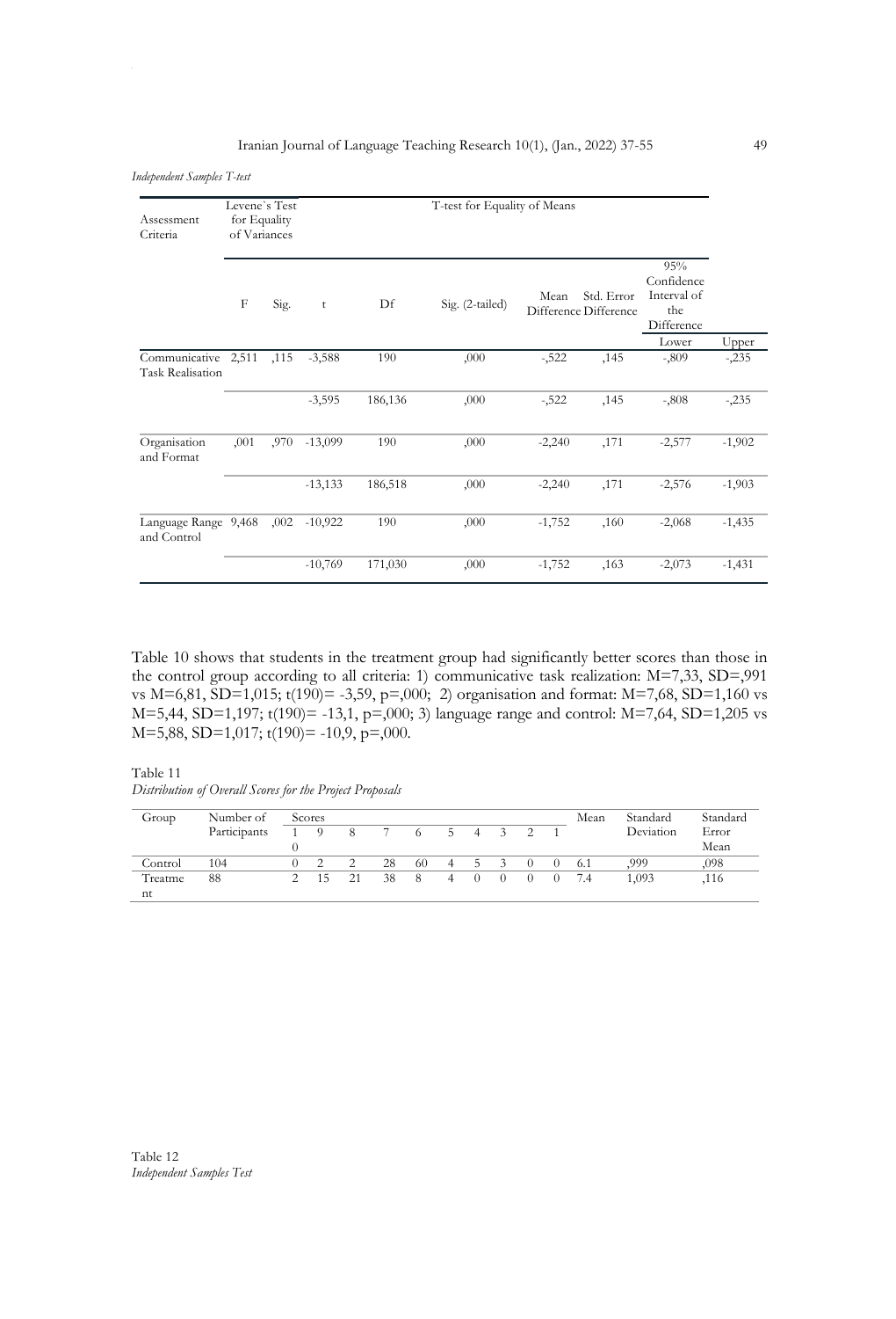*Independent Samples T-test*

| Assessment Criteria | Levene`s Test for Equality of Variances | | T-test for Equality of Means | | | | | | |
|---|---|---|---|---|---|---|---|---|---|
| | F | Sig. | t | Df | Sig. (2-tailed) | Mean Difference | Std. Error Difference | 95% Confidence Interval of the Difference | |
| | | | | | | | | Lower | Upper |
| Communicative Task Realisation | 2,511 | ,115 | -3,588 | 190 | ,000 | -,522 | ,145 | -,809 | -,235 |
| | | | -3,595 | 186,136 | ,000 | -,522 | ,145 | -,808 | -,235 |
| Organisation and Format | ,001 | ,970 | -13,099 | 190 | ,000 | -2,240 | ,171 | -2,577 | -1,902 |
| | | | -13,133 | 186,518 | ,000 | -2,240 | ,171 | -2,576 | -1,903 |
| Language Range and Control | 9,468 | ,002 | -10,922 | 190 | ,000 | -1,752 | ,160 | -2,068 | -1,435 |
| | | | -10,769 | 171,030 | ,000 | -1,752 | ,163 | -2,073 | -1,431 |

Table 10 shows that students in the treatment group had significantly better scores than those in the control group according to all criteria: 1) communicative task realization: M=7,33, SD=,991 vs M=6,81, SD=1,015; t(190)= -3,59, p=,000; 2) organisation and format: M=7,68, SD=1,160 vs M=5,44, SD=1,197; t(190)= -13,1, p=,000; 3) language range and control: M=7,64, SD=1,205 vs M=5,88, SD=1,017; t(190)= -10,9, p=,000.

Table 11
*Distribution of Overall Scores for the Project Proposals*

| Group | Number of Participants | Scores | | | | | | | | | | Mean | Standard Deviation | Standard Error Mean |
|---|---|---|---|---|---|---|---|---|---|---|---|---|---|---|
| | | 10 | 9 | 8 | 7 | 6 | 5 | 4 | 3 | 2 | 1 | | | |
| Control | 104 | 0 | 2 | 2 | 28 | 60 | 4 | 5 | 3 | 0 | 0 | 6.1 | ,999 | ,098 |
| Treatment | 88 | 2 | 15 | 21 | 38 | 8 | 4 | 0 | 0 | 0 | 0 | 7.4 | 1,093 | ,116 |

Table 12
*Independent Samples Test*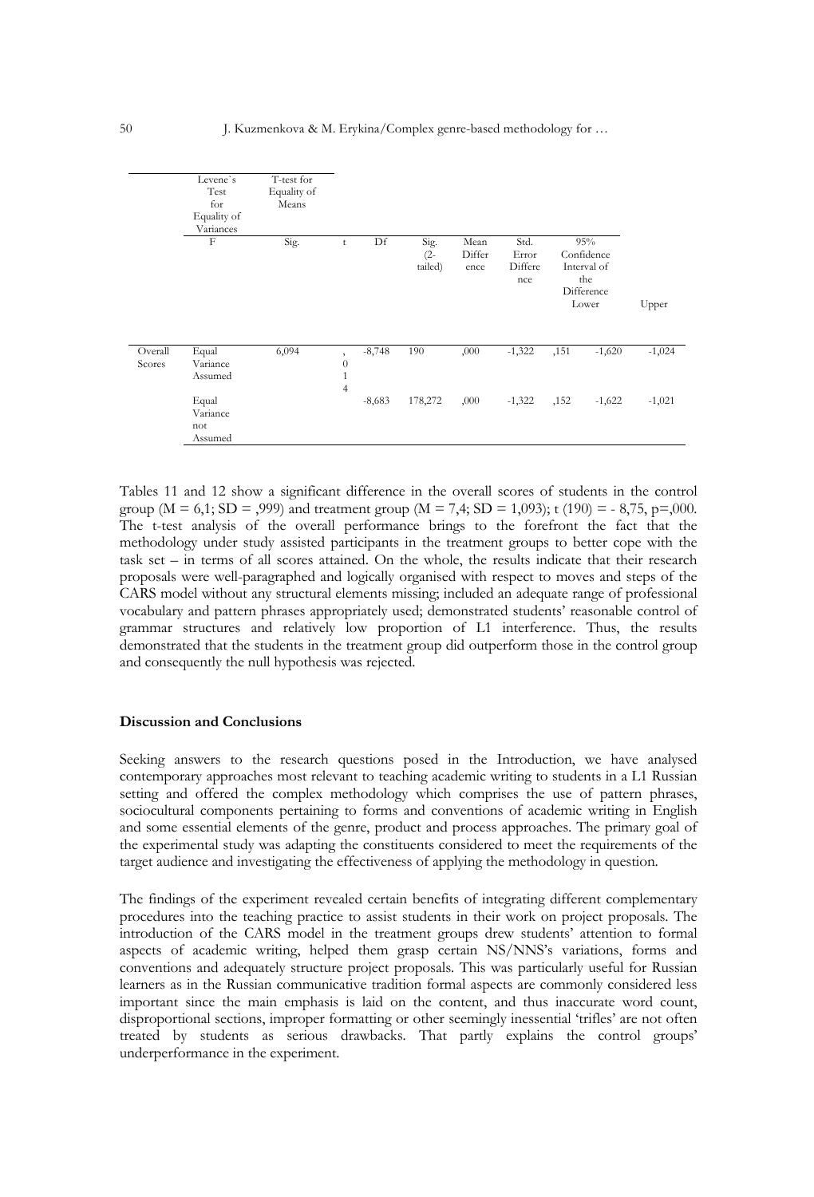| | Levene`s Test for Equality of Variances | T-test for Equality of Means | | | | | | | |
|---|---|---|---|---|---|---|---|---|---|
| | F | Sig. | t | Df | Sig. (2-tailed) | Mean Difference | Std. Error Difference | 95% Confidence Interval of the Difference Lower | Upper |
| Overall Scores | Equal Variance Assumed | 6,094 | ,014 | -8,748 | 190 | ,000 | -1,322 | ,151 | -1,620 | -1,024 |
| | Equal Variance not Assumed | | | -8,683 | 178,272 | ,000 | -1,322 | ,152 | -1,622 | -1,021 |

Tables 11 and 12 show a significant difference in the overall scores of students in the control group (M = 6,1; SD = ,999) and treatment group (M = 7,4; SD = 1,093); t (190) = - 8,75, p=,000. The t-test analysis of the overall performance brings to the forefront the fact that the methodology under study assisted participants in the treatment groups to better cope with the task set – in terms of all scores attained. On the whole, the results indicate that their research proposals were well-paragraphed and logically organised with respect to moves and steps of the CARS model without any structural elements missing; included an adequate range of professional vocabulary and pattern phrases appropriately used; demonstrated students' reasonable control of grammar structures and relatively low proportion of L1 interference. Thus, the results demonstrated that the students in the treatment group did outperform those in the control group and consequently the null hypothesis was rejected.

## Discussion and Conclusions

Seeking answers to the research questions posed in the Introduction, we have analysed contemporary approaches most relevant to teaching academic writing to students in a L1 Russian setting and offered the complex methodology which comprises the use of pattern phrases, sociocultural components pertaining to forms and conventions of academic writing in English and some essential elements of the genre, product and process approaches. The primary goal of the experimental study was adapting the constituents considered to meet the requirements of the target audience and investigating the effectiveness of applying the methodology in question.

The findings of the experiment revealed certain benefits of integrating different complementary procedures into the teaching practice to assist students in their work on project proposals. The introduction of the CARS model in the treatment groups drew students' attention to formal aspects of academic writing, helped them grasp certain NS/NNS's variations, forms and conventions and adequately structure project proposals. This was particularly useful for Russian learners as in the Russian communicative tradition formal aspects are commonly considered less important since the main emphasis is laid on the content, and thus inaccurate word count, disproportional sections, improper formatting or other seemingly inessential 'trifles' are not often treated by students as serious drawbacks. That partly explains the control groups' underperformance in the experiment.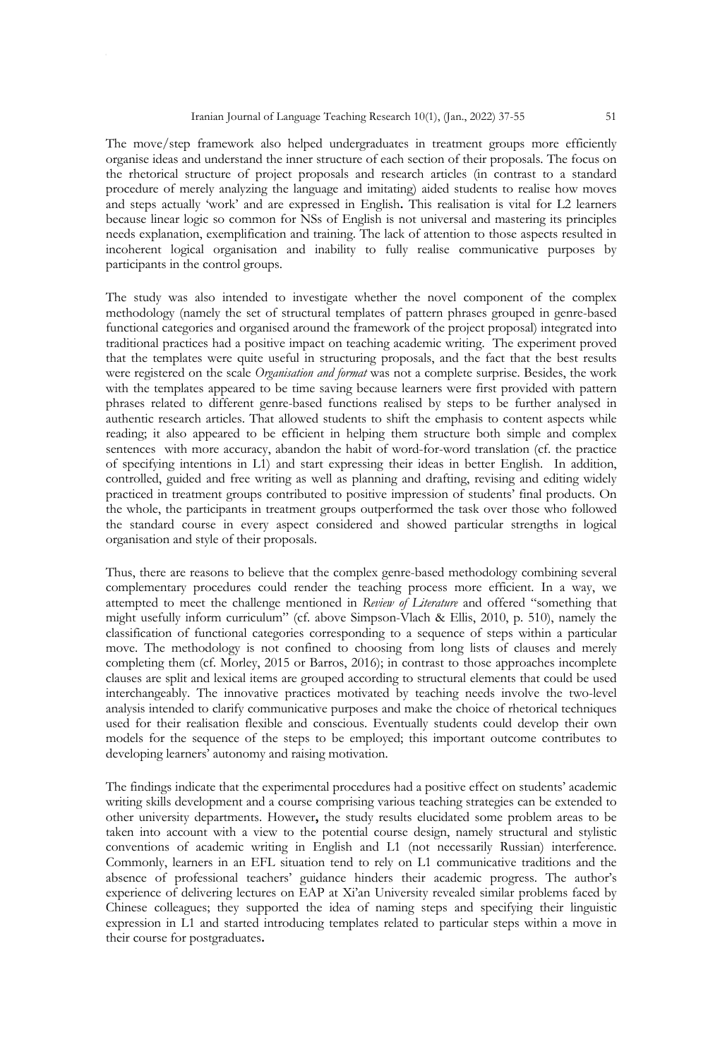The move/step framework also helped undergraduates in treatment groups more efficiently organise ideas and understand the inner structure of each section of their proposals. The focus on the rhetorical structure of project proposals and research articles (in contrast to a standard procedure of merely analyzing the language and imitating) aided students to realise how moves and steps actually 'work' and are expressed in English. This realisation is vital for L2 learners because linear logic so common for NSs of English is not universal and mastering its principles needs explanation, exemplification and training. The lack of attention to those aspects resulted in incoherent logical organisation and inability to fully realise communicative purposes by participants in the control groups.

The study was also intended to investigate whether the novel component of the complex methodology (namely the set of structural templates of pattern phrases grouped in genre-based functional categories and organised around the framework of the project proposal) integrated into traditional practices had a positive impact on teaching academic writing. The experiment proved that the templates were quite useful in structuring proposals, and the fact that the best results were registered on the scale *Organisation and format* was not a complete surprise. Besides, the work with the templates appeared to be time saving because learners were first provided with pattern phrases related to different genre-based functions realised by steps to be further analysed in authentic research articles. That allowed students to shift the emphasis to content aspects while reading; it also appeared to be efficient in helping them structure both simple and complex sentences with more accuracy, abandon the habit of word-for-word translation (cf. the practice of specifying intentions in L1) and start expressing their ideas in better English. In addition, controlled, guided and free writing as well as planning and drafting, revising and editing widely practiced in treatment groups contributed to positive impression of students' final products. On the whole, the participants in treatment groups outperformed the task over those who followed the standard course in every aspect considered and showed particular strengths in logical organisation and style of their proposals.

Thus, there are reasons to believe that the complex genre-based methodology combining several complementary procedures could render the teaching process more efficient. In a way, we attempted to meet the challenge mentioned in *Review of Literature* and offered "something that might usefully inform curriculum" (cf. above Simpson-Vlach & Ellis, 2010, p. 510), namely the classification of functional categories corresponding to a sequence of steps within a particular move. The methodology is not confined to choosing from long lists of clauses and merely completing them (cf. Morley, 2015 or Barros, 2016); in contrast to those approaches incomplete clauses are split and lexical items are grouped according to structural elements that could be used interchangeably. The innovative practices motivated by teaching needs involve the two-level analysis intended to clarify communicative purposes and make the choice of rhetorical techniques used for their realisation flexible and conscious. Eventually students could develop their own models for the sequence of the steps to be employed; this important outcome contributes to developing learners' autonomy and raising motivation.

The findings indicate that the experimental procedures had a positive effect on students' academic writing skills development and a course comprising various teaching strategies can be extended to other university departments. However, the study results elucidated some problem areas to be taken into account with a view to the potential course design, namely structural and stylistic conventions of academic writing in English and L1 (not necessarily Russian) interference. Commonly, learners in an EFL situation tend to rely on L1 communicative traditions and the absence of professional teachers' guidance hinders their academic progress. The author's experience of delivering lectures on EAP at Xi'an University revealed similar problems faced by Chinese colleagues; they supported the idea of naming steps and specifying their linguistic expression in L1 and started introducing templates related to particular steps within a move in their course for postgraduates.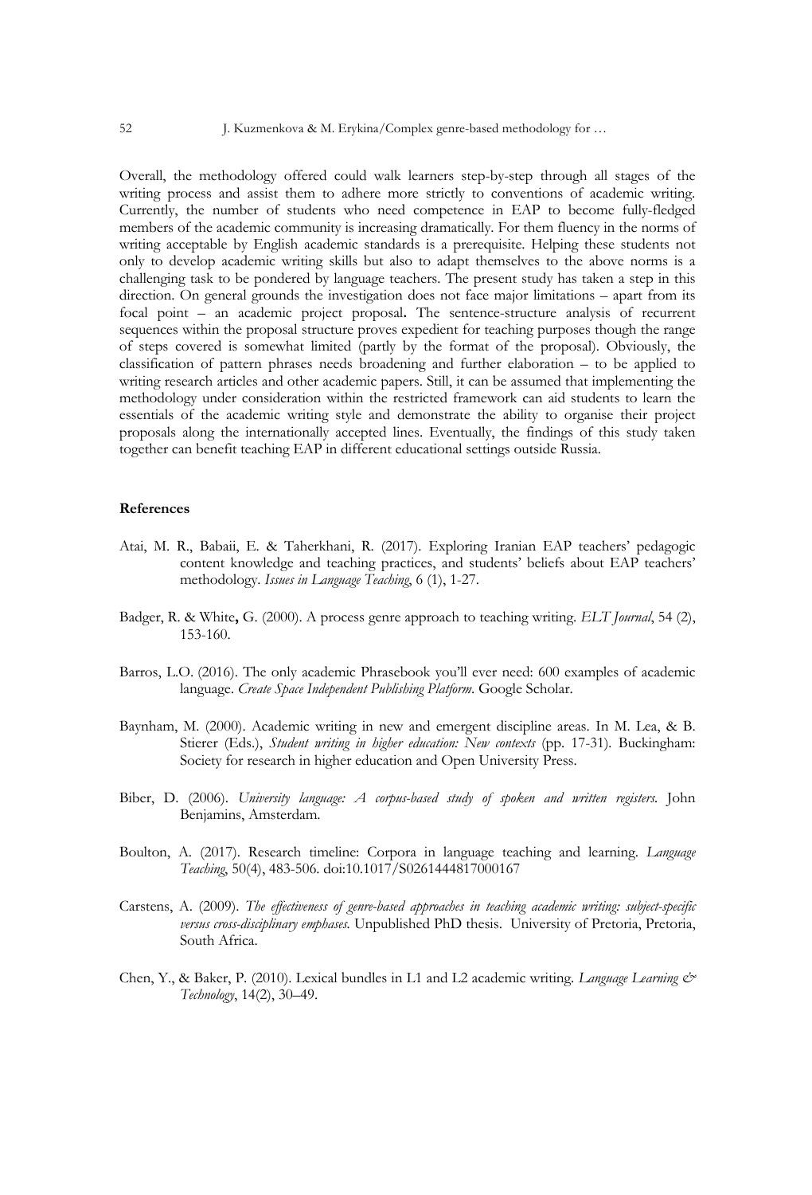Overall, the methodology offered could walk learners step-by-step through all stages of the writing process and assist them to adhere more strictly to conventions of academic writing. Currently, the number of students who need competence in EAP to become fully-fledged members of the academic community is increasing dramatically. For them fluency in the norms of writing acceptable by English academic standards is a prerequisite. Helping these students not only to develop academic writing skills but also to adapt themselves to the above norms is a challenging task to be pondered by language teachers. The present study has taken a step in this direction. On general grounds the investigation does not face major limitations – apart from its focal point – an academic project proposal**.** The sentence-structure analysis of recurrent sequences within the proposal structure proves expedient for teaching purposes though the range of steps covered is somewhat limited (partly by the format of the proposal). Obviously, the classification of pattern phrases needs broadening and further elaboration – to be applied to writing research articles and other academic papers. Still, it can be assumed that implementing the methodology under consideration within the restricted framework can aid students to learn the essentials of the academic writing style and demonstrate the ability to organise their project proposals along the internationally accepted lines. Eventually, the findings of this study taken together can benefit teaching EAP in different educational settings outside Russia.

## References

Atai, M. R., Babaii, E. & Taherkhani, R. (2017). Exploring Iranian EAP teachers' pedagogic content knowledge and teaching practices, and students' beliefs about EAP teachers' methodology. *Issues in Language Teaching*, 6 (1), 1-27.

Badger, R. & White**,** G. (2000). A process genre approach to teaching writing. *ELT Journal*, 54 (2), 153-160.

Barros, L.O. (2016). The only academic Phrasebook you'll ever need: 600 examples of academic language. *Create Space Independent Publishing Platform*. Google Scholar.

Baynham, M. (2000). Academic writing in new and emergent discipline areas. In M. Lea, & B. Stierer (Eds.), *Student writing in higher education: New contexts* (pp. 17-31). Buckingham: Society for research in higher education and Open University Press.

Biber, D. (2006). *University language: A corpus-based study of spoken and written registers*. John Benjamins, Amsterdam.

Boulton, A. (2017). Research timeline: Corpora in language teaching and learning. *Language Teaching*, 50(4), 483-506. doi:10.1017/S0261444817000167

Carstens, A. (2009). *The effectiveness of genre-based approaches in teaching academic writing: subject-specific versus cross-disciplinary emphases*. Unpublished PhD thesis. University of Pretoria, Pretoria, South Africa.

Chen, Y., & Baker, P. (2010). Lexical bundles in L1 and L2 academic writing. *Language Learning & Technology*, 14(2), 30–49.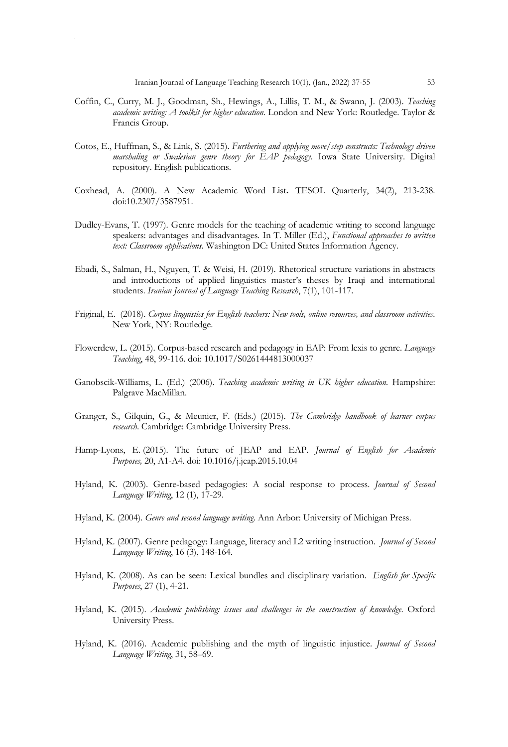Coffin, C., Curry, M. J., Goodman, Sh., Hewings, A., Lillis, T. M., & Swann, J. (2003). *Teaching academic writing: A toolkit for higher education.* London and New York: Routledge. Taylor & Francis Group.

Cotos, E., Huffman, S., & Link, S. (2015). *Furthering and applying move/step constructs: Technology driven marshaling or Swalesian genre theory for EAP pedagogy*. Iowa State University. Digital repository. English publications.

Coxhead, A. (2000). A New Academic Word List**.** TESOL Quarterly, 34(2), 213-238. doi:10.2307/3587951.

Dudley-Evans, T. (1997). Genre models for the teaching of academic writing to second language speakers: advantages and disadvantages. In T. Miller (Ed.), *Functional approaches to written text: Classroom applications.* Washington DC: United States Information Agency.

Ebadi, S., Salman, H., Nguyen, T. & Weisi, H. (2019). Rhetorical structure variations in abstracts and introductions of applied linguistics master's theses by Iraqi and international students. *Iranian Journal of Language Teaching Research*, 7(1), 101-117.

Friginal, E. (2018). *Corpus linguistics for English teachers: New tools, online resources, and classroom activities*. New York, NY: Routledge.

Flowerdew, L. (2015). Corpus-based research and pedagogy in EAP: From lexis to genre. *Language Teaching*, 48, 99-116. doi: 10.1017/S0261444813000037

Ganobscik-Williams, L. (Ed.) (2006). *Teaching academic writing in UK higher education.* Hampshire: Palgrave MacMillan.

Granger, S., Gilquin, G., & Meunier, F. (Eds.) (2015). *The Cambridge handbook of learner corpus research*. Cambridge: Cambridge University Press.

Hamp-Lyons, E. (2015). The future of JEAP and EAP. *Journal of English for Academic Purposes,* 20, A1-A4. doi: 10.1016/j.jeap.2015.10.04

Hyland, K. (2003). Genre-based pedagogies: A social response to process. *Journal of Second Language Writing*, 12 (1), 17-29.

Hyland, K. (2004). *Genre and second language writing*. Ann Arbor: University of Michigan Press.

Hyland, K. (2007). Genre pedagogy: Language, literacy and L2 writing instruction. *Journal of Second Language Writing*, 16 (3), 148-164.

Hyland, K. (2008). As can be seen: Lexical bundles and disciplinary variation. *English for Specific Purposes*, 27 (1), 4-21.

Hyland, K. (2015). *Academic publishing: issues and challenges in the construction of knowledge*. Oxford University Press.

Hyland, K. (2016). Academic publishing and the myth of linguistic injustice. *Journal of Second Language Writing*, 31, 58–69.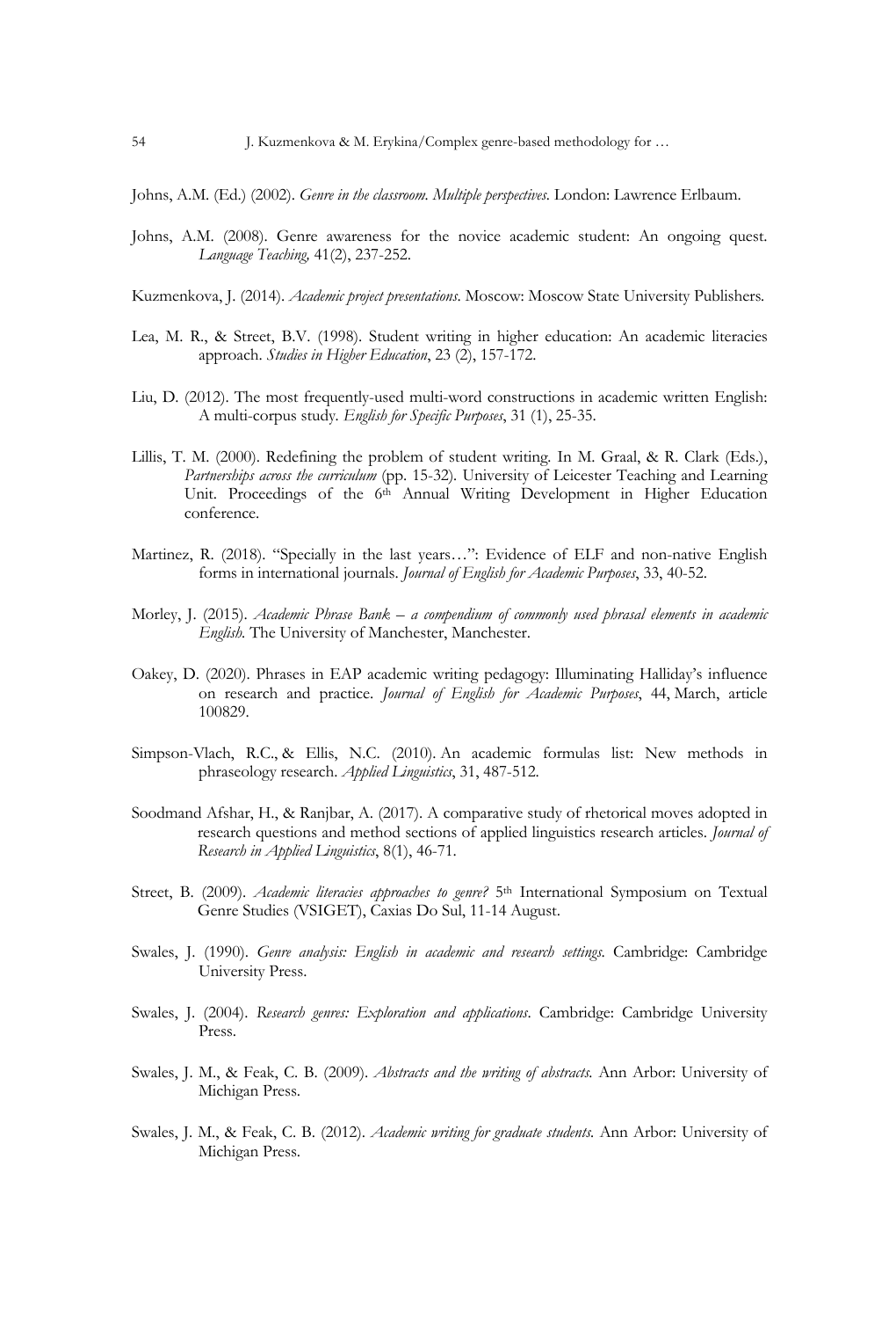Johns, A.M. (Ed.) (2002). *Genre in the classroom. Multiple perspectives*. London: Lawrence Erlbaum.

Johns, A.M. (2008). Genre awareness for the novice academic student: An ongoing quest. *Language Teaching,* 41(2), 237-252.

Kuzmenkova, J. (2014). *Academic project presentations*. Moscow: Moscow State University Publishers.

Lea, M. R., & Street, B.V. (1998). Student writing in higher education: An academic literacies approach. *Studies in Higher Education*, 23 (2), 157-172.

Liu, D. (2012). The most frequently-used multi-word constructions in academic written English: A multi-corpus study. *English for Specific Purposes*, 31 (1), 25-35.

Lillis, T. M. (2000). Redefining the problem of student writing. In M. Graal, & R. Clark (Eds.), *Partnerships across the curriculum* (pp. 15-32). University of Leicester Teaching and Learning Unit. Proceedings of the 6th Annual Writing Development in Higher Education conference.

Martinez, R. (2018). "Specially in the last years…": Evidence of ELF and non-native English forms in international journals. *Journal of English for Academic Purposes*, 33, 40-52.

Morley, J. (2015). *Academic Phrase Bank – a compendium of commonly used phrasal elements in academic English.* The University of Manchester, Manchester.

Oakey, D. (2020). Phrases in EAP academic writing pedagogy: Illuminating Halliday's influence on research and practice. *Journal of English for Academic Purposes*, 44, March, article 100829.

Simpson-Vlach, R.C., & Ellis, N.C. (2010). An academic formulas list: New methods in phraseology research. *Applied Linguistics*, 31, 487-512.

Soodmand Afshar, H., & Ranjbar, A. (2017). A comparative study of rhetorical moves adopted in research questions and method sections of applied linguistics research articles. *Journal of Research in Applied Linguistics*, 8(1), 46-71.

Street, B. (2009). *Academic literacies approaches to genre?* 5th International Symposium on Textual Genre Studies (VSIGET), Caxias Do Sul, 11-14 August.

Swales, J. (1990). *Genre analysis: English in academic and research settings*. Cambridge: Cambridge University Press.

Swales, J. (2004). *Research genres: Exploration and applications*. Cambridge: Cambridge University Press.

Swales, J. M., & Feak, C. B. (2009). *Abstracts and the writing of abstracts.* Ann Arbor: University of Michigan Press.

Swales, J. M., & Feak, C. B. (2012). *Academic writing for graduate students.* Ann Arbor: University of Michigan Press.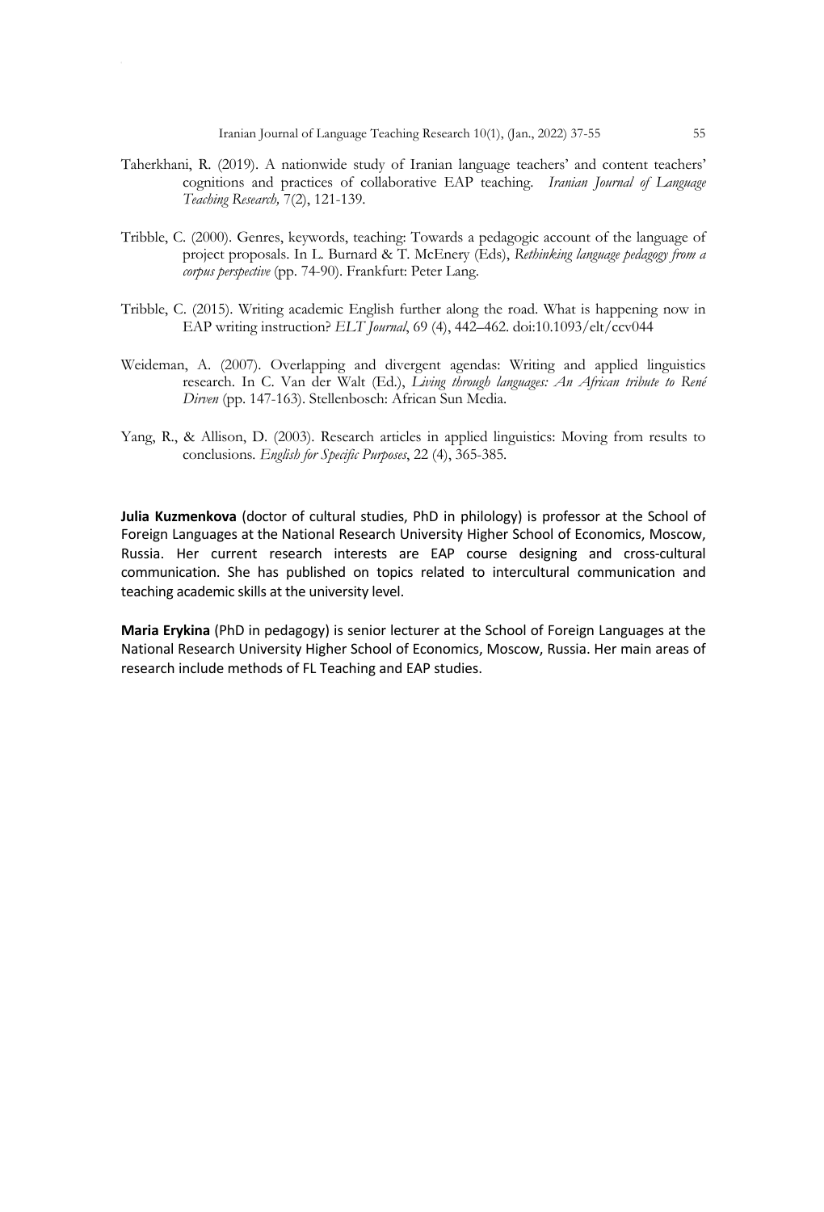Taherkhani, R. (2019). A nationwide study of Iranian language teachers' and content teachers' cognitions and practices of collaborative EAP teaching. *Iranian Journal of Language Teaching Research,* 7(2), 121-139.

Tribble, C. (2000). Genres, keywords, teaching: Towards a pedagogic account of the language of project proposals. In L. Burnard & T. McEnery (Eds), *Rethinking language pedagogy from a corpus perspective* (pp. 74-90). Frankfurt: Peter Lang.

Tribble, C. (2015). Writing academic English further along the road. What is happening now in EAP writing instruction? *ELT Journal*, 69 (4), 442–462. doi:10.1093/elt/ccv044

Weideman, A. (2007). Overlapping and divergent agendas: Writing and applied linguistics research. In C. Van der Walt (Ed.), *Living through languages: An African tribute to René Dirven* (pp. 147-163). Stellenbosch: African Sun Media.

Yang, R., & Allison, D. (2003). Research articles in applied linguistics: Moving from results to conclusions. *English for Specific Purposes*, 22 (4), 365-385.

**Julia Kuzmenkova** (doctor of cultural studies, PhD in philology) is professor at the School of Foreign Languages at the National Research University Higher School of Economics, Moscow, Russia. Her current research interests are EAP course designing and cross-cultural communication. She has published on topics related to intercultural communication and teaching academic skills at the university level.

**Maria Erykina** (PhD in pedagogy) is senior lecturer at the School of Foreign Languages at the National Research University Higher School of Economics, Moscow, Russia. Her main areas of research include methods of FL Teaching and EAP studies.